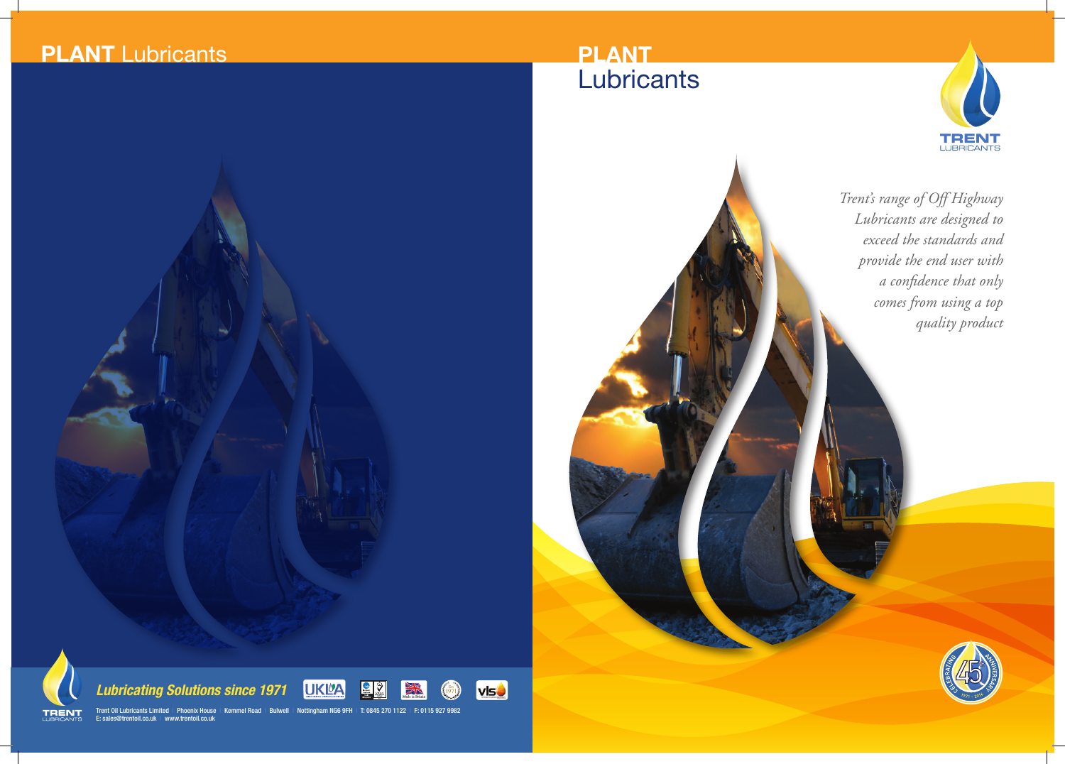# **PLANT** Lubricants

*Lubricating Solutions since 1971*

Trent Oil Lubricants Limited | Phoenix House | Kemmel Road | Bulwell | Nottingham NG6 9FH | T: 0845 270 1122 | F: 0115 927 9982
E: sales@trentoil.co.uk | www.trentoil.co.uk

# **PLANT** Lubricants

TRENT LUBRICANTS

*Trent's range of Off Highway Lubricants are designed to exceed the standards and provide the end user with a confidence that only comes from using a top quality product*

CELEBRATING 45 ANNIVERSARY 1971 - 2016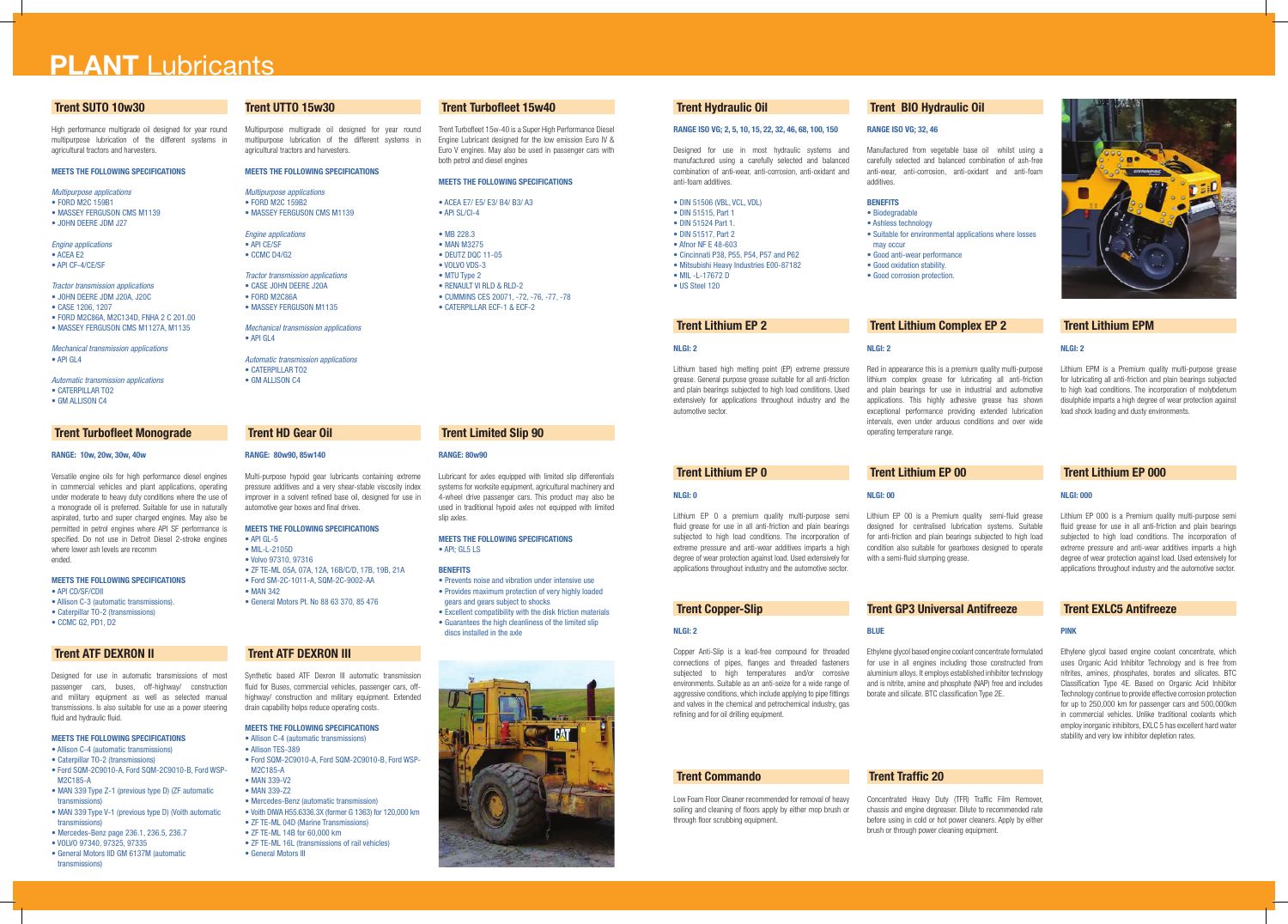# PLANT Lubricants

## Trent SUTO 10w30

High performance multigrade oil designed for year round multipurpose lubrication of the different systems in agricultural tractors and harvesters.

**MEETS THE FOLLOWING SPECIFICATIONS**

*Multipurpose applications*
- FORD M2C 159B1
- MASSEY FERGUSON CMS M1139
- JOHN DEERE JDM J27

*Engine applications*
- ACEA E2
- API CF-4/CE/SF

*Tractor transmission applications*
- JOHN DEERE JDM J20A, J20C
- CASE 1206, 1207
- FORD M2C86A, M2C134D, FNHA 2 C 201.00
- MASSEY FERGUSON CMS M1127A, M1135

*Mechanical transmission applications*
- API GL4

*Automatic transmission applications*
- CATERPILLAR TO2
- GM ALLISON C4

## Trent UTTO 15w30

Multipurpose multigrade oil designed for year round multipurpose lubrication of the different systems in agricultural tractors and harvesters.

**MEETS THE FOLLOWING SPECIFICATIONS**

*Multipurpose applications*
- FORD M2C 159B2
- MASSEY FERGUSON CMS M1139

*Engine applications*
- API CE/SF
- CCMC D4/G2

*Tractor transmission applications*
- CASE JOHN DEERE J20A
- FORD M2C86A
- MASSEY FERGUSON M1135

*Mechanical transmission applications*
- API GL4

*Automatic transmission applications*
- CATERPILLAR TO2
- GM ALLISON C4

## Trent Turbofleet 15w40

Trent Turbofleet 15w-40 is a Super High Performance Diesel Engine Lubricant designed for the low emission Euro IV & Euro V engines. May also be used in passenger cars with both petrol and diesel engines

**MEETS THE FOLLOWING SPECIFICATIONS**

- ACEA E7/ E5/ E3/ B4/ B3/ A3
- API SL/CI-4

- MB 228.3
- MAN M3275
- DEUTZ DOC 11-05
- VOLVO VDS-3
- MTU Type 2
- RENAULT VI RLD & RLD-2
- CUMMINS CES 20071, -72, -76, -77, -78
- CATERPILLAR ECF-1 & ECF-2

## Trent Turbofleet Monograde

**RANGE: 10w, 20w, 30w, 40w**

Versatile engine oils for high performance diesel engines in commercial vehicles and plant applications, operating under moderate to heavy duty conditions where the use of a monograde oil is preferred. Suitable for use in naturally aspirated, turbo and super charged engines. May also be permitted in petrol engines where API SF performance is specified. Do not use in Detroit Diesel 2-stroke engines where lower ash levels are recomm ended.

**MEETS THE FOLLOWING SPECIFICATIONS**
- API CD/SF/CDII
- Allison C-3 (automatic transmissions).
- Caterpillar TO-2 (transmissions)
- CCMC G2, PD1, D2

## Trent HD Gear Oil

**RANGE: 80w90, 85w140**

Multi-purpose hypoid gear lubricants containing extreme pressure additives and a very shear-stable viscosity index improver in a solvent refined base oil, designed for use in automotive gear boxes and final drives.

**MEETS THE FOLLOWING SPECIFICATIONS**
- API GL-5
- MIL-L-2105D
- Volvo 97310, 97316
- ZF TE-ML 05A, 07A, 12A, 16B/C/D, 17B, 19B, 21A
- Ford SM-2C-1011-A, SQM-2C-9002-AA
- MAN 342
- General Motors Pt. No 88 63 370, 85 476

## Trent Limited Slip 90

**RANGE: 80w90**

Lubricant for axles equipped with limited slip differentials systems for worksite equipment, agricultural machinery and 4-wheel drive passenger cars. This product may also be used in traditional hypoid axles not equipped with limited slip axles.

**MEETS THE FOLLOWING SPECIFICATIONS**
- API; GL5 LS

**BENEFITS**
- Prevents noise and vibration under intensive use
- Provides maximum protection of very highly loaded gears and gears subject to shocks
- Excellent compatibility with the disk friction materials
- Guarantees the high cleanliness of the limited slip discs installed in the axle

## Trent ATF DEXRON II

Designed for use in automatic transmissions of most passenger cars, buses, off-highway/ construction and military equipment as well as selected manual transmissions. Is also suitable for use as a power steering fluid and hydraulic fluid.

**MEETS THE FOLLOWING SPECIFICATIONS**
- Allison C-4 (automatic transmissions)
- Caterpillar TO-2 (transmissions)
- Ford SQM-2C9010-A, Ford SQM-2C9010-B, Ford WSP-M2C185-A
- MAN 339 Type Z-1 (previous type D) (ZF automatic transmissions)
- MAN 339 Type V-1 (previous type D) (Voith automatic transmissions)
- Mercedes-Benz page 236.1, 236.5, 236.7
- VOLVO 97340, 97325, 97335
- General Motors IID GM 6137M (automatic transmissions)

## Trent ATF DEXRON III

Synthetic based ATF Dexron III automatic transmission fluid for Buses, commercial vehicles, passenger cars, off-highway/ construction and military equipment. Extended drain capability helps reduce operating costs.

**MEETS THE FOLLOWING SPECIFICATIONS**
- Allison C-4 (automatic transmissions)
- Allison TES-389
- Ford SQM-2C9010-A, Ford SQM-2C9010-B, Ford WSP-M2C185-A
- MAN 339-V2
- MAN 339-Z2
- Mercedes-Benz (automatic transmission)
- Voith DIWA H55.6336.3X (former G 1363) for 120,000 km
- ZF TE-ML 04D (Marine Transmissions)
- ZF TE-ML 14B for 60,000 km
- ZF TE-ML 16L (transmissions of rail vehicles)
- General Motors III

## Trent Hydraulic Oil

**RANGE ISO VG; 2, 5, 10, 15, 22, 32, 46, 68, 100, 150**

Designed for use in most hydraulic systems and manufactured using a carefully selected and balanced combination of anti-wear, anti-corrosion, anti-oxidant and anti-foam additives.

- DIN 51506 (VBL, VCL, VDL)
- DIN 51515, Part 1
- DIN 51524 Part 1.
- DIN 51517, Part 2
- Afnor NF E 48-603
- Cincinnati P38, P55, P54, P57 and P62
- Mitsubishi Heavy Industries E00-87182
- MIL -L-17672 D
- US Steel 120

## Trent BIO Hydraulic Oil

**RANGE ISO VG; 32, 46**

Manufactured from vegetable base oil whilst using a carefully selected and balanced combination of ash-free anti-wear, anti-corrosion, anti-oxidant and anti-foam additives.

**BENEFITS**
- Biodegradable
- Ashless technology
- Suitable for environmental applications where losses may occur
- Good anti-wear performance
- Good oxidation stability.
- Good corrosion protection.

## Trent Lithium EP 2

**NLGI: 2**

Lithium based high melting point (EP) extreme pressure grease. General purpose grease suitable for all anti-friction and plain bearings subjected to high load conditions. Used extensively for applications throughout industry and the automotive sector.

## Trent Lithium Complex EP 2

**NLGI: 2**

Red in appearance this is a premium quality multi-purpose lithium complex grease for lubricating all anti-friction and plain bearings for use in industrial and automotive applications. This highly adhesive grease has shown exceptional performance providing extended lubrication intervals, even under arduous conditions and over wide operating temperature range.

## Trent Lithium EPM

**NLGI: 2**

Lithium EPM is a Premium quality multi-purpose grease for lubricating all anti-friction and plain bearings subjected to high load conditions. The incorporation of molybdenum disulphide imparts a high degree of wear protection against load shock loading and dusty environments.

## Trent Lithium EP 0

**NLGI: 0**

Lithium EP 0 a premium quality multi-purpose semi fluid grease for use in all anti-friction and plain bearings subjected to high load conditions. The incorporation of extreme pressure and anti-wear additives imparts a high degree of wear protection against load. Used extensively for applications throughout industry and the automotive sector.

## Trent Lithium EP 00

**NLGI: 00**

Lithium EP 00 is a Premium quality semi-fluid grease designed for centralised lubrication systems. Suitable for anti-friction and plain bearings subjected to high load condition also suitable for gearboxes designed to operate with a semi-fluid slumping grease.

## Trent Lithium EP 000

**NLGI: 000**

Lithium EP 000 is a Premium quality multi-purpose semi fluid grease for use in all anti-friction and plain bearings subjected to high load conditions. The incorporation of extreme pressure and anti-wear additives imparts a high degree of wear protection against load. Used extensively for applications throughout industry and the automotive sector.

## Trent Copper-Slip

**NLGI: 2**

Copper Anti-Slip is a lead-free compound for threaded connections of pipes, flanges and threaded fasteners subjected to high temperatures and/or corrosive environments. Suitable as an anti-seize for a wide range of aggressive conditions, which include applying to pipe fittings and valves in the chemical and petrochemical industry, gas refining and for oil drilling equipment.

## Trent GP3 Universal Antifreeze

**BLUE**

Ethylene glycol based engine coolant concentrate formulated for use in all engines including those constructed from aluminium alloys. It employs established inhibitor technology and is nitrite, amine and phosphate (NAP) free and includes borate and silicate. BTC classification Type 2E.

## Trent EXLC5 Antifreeze

**PINK**

Ethylene glycol based engine coolant concentrate, which uses Organic Acid Inhibitor Technology and is free from nitrites, amines, phosphates, borates and silicates. BTC Classification Type 4E. Based on Organic Acid Inhibitor Technology continue to provide effective corrosion protection for up to 250,000 km for passenger cars and 500,000km in commercial vehicles. Unlike traditional coolants which employ inorganic inhibitors, EXLC 5 has excellent hard water stability and very low inhibitor depletion rates.

## Trent Commando

Low Foam Floor Cleaner recommended for removal of heavy soiling and cleaning of floors apply by either mop brush or through floor scrubbing equipment.

## Trent Traffic 20

Concentrated Heavy Duty (TFR) Traffic Film Remover, chassis and engine degreaser. Dilute to recommended rate before using in cold or hot power cleaners. Apply by either brush or through power cleaning equipment.